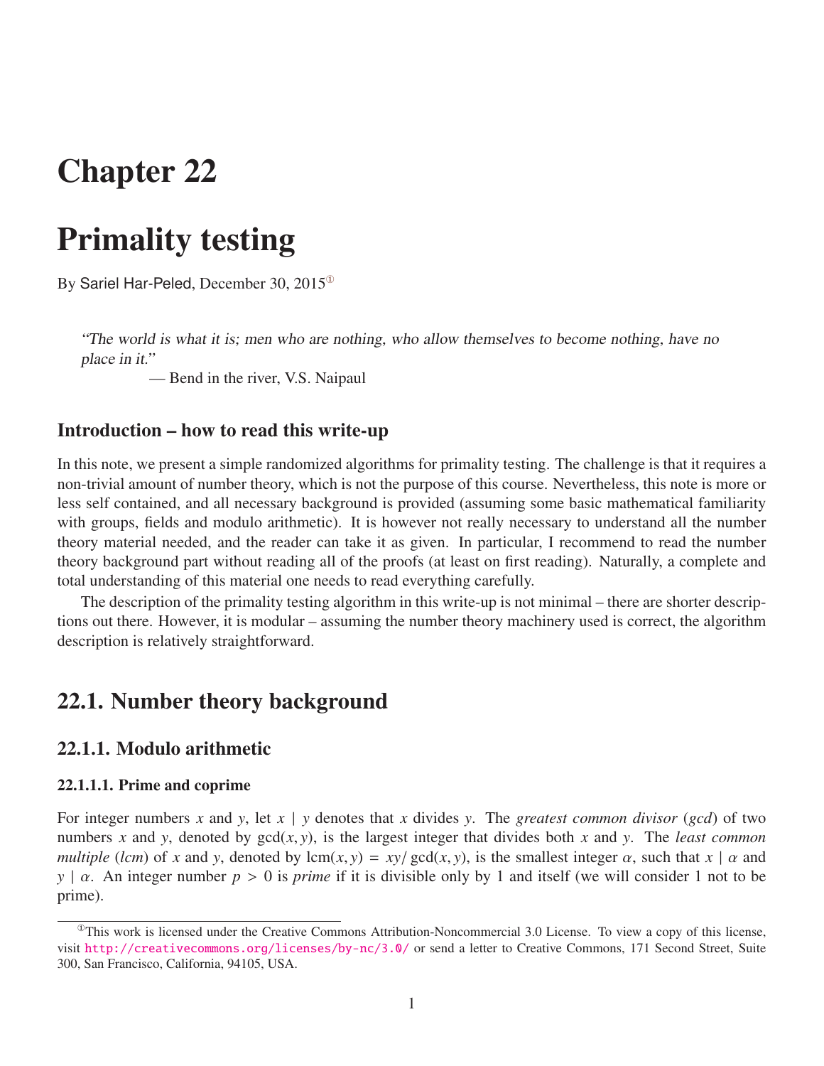# Chapter 22

# Primality testing

By Sariel Har-Peled, December 30, 2015[1]

> *"The world is what it is; men who are nothing, who allow themselves to become nothing, have no place in it."*
>
> — Bend in the river, V.S. Naipaul

## Introduction – how to read this write-up

In this note, we present a simple randomized algorithms for primality testing. The challenge is that it requires a non-trivial amount of number theory, which is not the purpose of this course. Nevertheless, this note is more or less self contained, and all necessary background is provided (assuming some basic mathematical familiarity with groups, fields and modulo arithmetic). It is however not really necessary to understand all the number theory material needed, and the reader can take it as given. In particular, I recommend to read the number theory background part without reading all of the proofs (at least on first reading). Naturally, a complete and total understanding of this material one needs to read everything carefully.

The description of the primality testing algorithm in this write-up is not minimal – there are shorter descriptions out there. However, it is modular – assuming the number theory machinery used is correct, the algorithm description is relatively straightforward.

## 22.1. Number theory background

### 22.1.1. Modulo arithmetic

#### 22.1.1.1. Prime and coprime

For integer numbers $x$ and $y$, let $x \mid y$ denotes that $x$ divides $y$. The *greatest common divisor* (*gcd*) of two numbers $x$ and $y$, denoted by $\gcd(x, y)$, is the largest integer that divides both $x$ and $y$. The *least common multiple* (*lcm*) of $x$ and $y$, denoted by $\operatorname{lcm}(x, y) = xy/\gcd(x, y)$, is the smallest integer $\alpha$, such that $x \mid \alpha$ and $y \mid \alpha$. An integer number $p > 0$ is *prime* if it is divisible only by 1 and itself (we will consider 1 not to be prime).

---

[1] This work is licensed under the Creative Commons Attribution-Noncommercial 3.0 License. To view a copy of this license, visit http://creativecommons.org/licenses/by-nc/3.0/ or send a letter to Creative Commons, 171 Second Street, Suite 300, San Francisco, California, 94105, USA.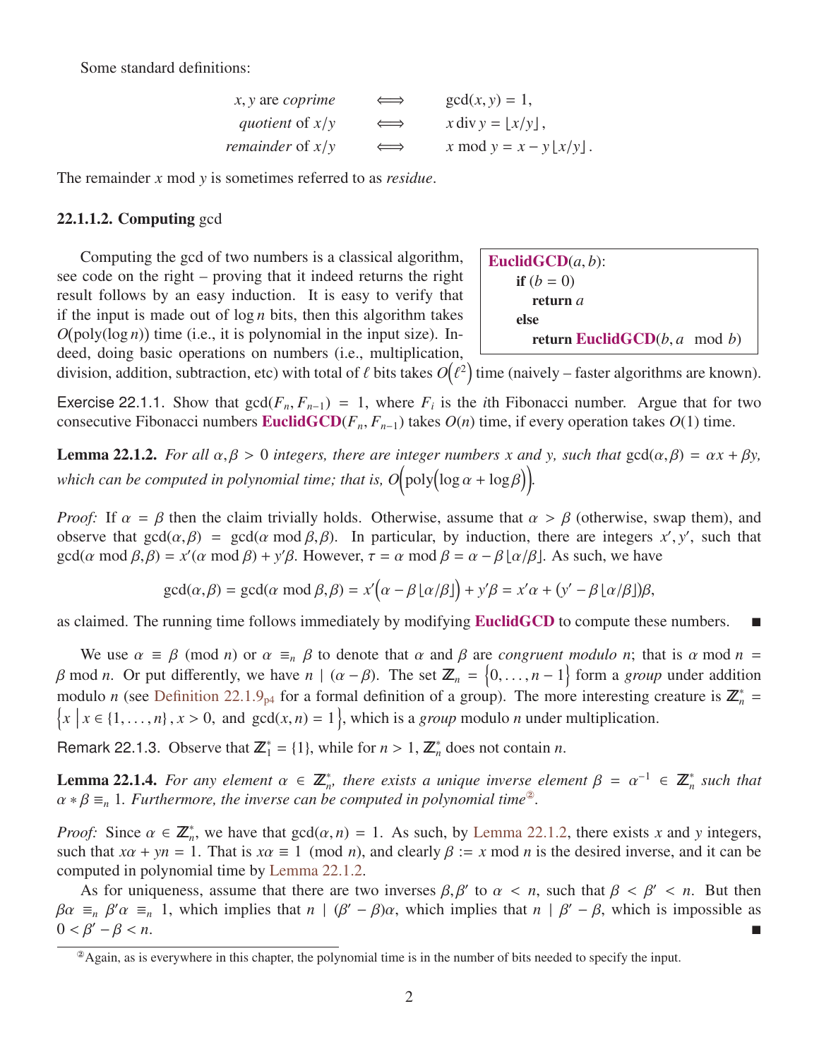Some standard definitions:

$$
\begin{aligned}
x, y \text{ are } \textit{coprime} \quad &\iff \quad \gcd(x, y) = 1,\\
\textit{quotient} \text{ of } x/y \quad &\iff \quad x \operatorname{div} y = \lfloor x/y \rfloor,\\
\textit{remainder} \text{ of } x/y \quad &\iff \quad x \bmod y = x - y \lfloor x/y \rfloor.
\end{aligned}
$$

The remainder $x \bmod y$ is sometimes referred to as *residue*.

#### 22.1.1.2. Computing gcd

Computing the gcd of two numbers is a classical algorithm, see code on the right – proving that it indeed returns the right result follows by an easy induction. It is easy to verify that if the input is made out of $\log n$ bits, then this algorithm takes $O(\text{poly}(\log n))$ time (i.e., it is polynomial in the input size). Indeed, doing basic operations on numbers (i.e., multiplication, division, addition, subtraction, etc) with total of $\ell$ bits takes $O(\ell^2)$ time (naively – faster algorithms are known).

```
EuclidGCD(a, b):
    if (b = 0)
        return a
    else
        return EuclidGCD(b, a mod b)
```

Exercise 22.1.1. Show that $\gcd(F_n, F_{n-1}) = 1$, where $F_i$ is the $i$th Fibonacci number. Argue that for two consecutive Fibonacci numbers **EuclidGCD**$(F_n, F_{n-1})$ takes $O(n)$ time, if every operation takes $O(1)$ time.

**Lemma 22.1.2.** *For all $\alpha, \beta > 0$ integers, there are integer numbers $x$ and $y$, such that $\gcd(\alpha, \beta) = \alpha x + \beta y$, which can be computed in polynomial time; that is, $O\Big(\text{poly}\big(\log \alpha + \log \beta\big)\Big)$.*

*Proof:* If $\alpha = \beta$ then the claim trivially holds. Otherwise, assume that $\alpha > \beta$ (otherwise, swap them), and observe that $\gcd(\alpha, \beta) = \gcd(\alpha \bmod \beta, \beta)$. In particular, by induction, there are integers $x', y'$, such that $\gcd(\alpha \bmod \beta, \beta) = x'(\alpha \bmod \beta) + y'\beta$. However, $\tau = \alpha \bmod \beta = \alpha - \beta \lfloor \alpha/\beta \rfloor$. As such, we have

$$
\gcd(\alpha, \beta) = \gcd(\alpha \bmod \beta, \beta) = x'\Big(\alpha - \beta \lfloor \alpha/\beta \rfloor\Big) + y'\beta = x'\alpha + (y' - \beta \lfloor \alpha/\beta \rfloor)\beta,
$$

as claimed. The running time follows immediately by modifying **EuclidGCD** to compute these numbers. ■

We use $\alpha \equiv \beta \pmod{n}$ or $\alpha \equiv_n \beta$ to denote that $\alpha$ and $\beta$ are *congruent modulo* $n$; that is $\alpha \bmod n = \beta \bmod n$. Or put differently, we have $n \mid (\alpha - \beta)$. The set $\mathbb{Z}_n = \{0, \ldots, n-1\}$ form a *group* under addition modulo $n$ (see Definition 22.1.9$_{p4}$ for a formal definition of a group). The more interesting creature is $\mathbb{Z}_n^* = \big\{x \;\big|\; x \in \{1, \ldots, n\}, x > 0, \text{ and } \gcd(x, n) = 1\big\}$, which is a *group* modulo $n$ under multiplication.

Remark 22.1.3. Observe that $\mathbb{Z}_1^* = \{1\}$, while for $n > 1$, $\mathbb{Z}_n^*$ does not contain $n$.

**Lemma 22.1.4.** *For any element $\alpha \in \mathbb{Z}_n^*$, there exists a unique inverse element $\beta = \alpha^{-1} \in \mathbb{Z}_n^*$ such that $\alpha * \beta \equiv_n 1$. Furthermore, the inverse can be computed in polynomial time*[2].

*Proof:* Since $\alpha \in \mathbb{Z}_n^*$, we have that $\gcd(\alpha, n) = 1$. As such, by Lemma 22.1.2, there exists $x$ and $y$ integers, such that $x\alpha + yn = 1$. That is $x\alpha \equiv 1 \pmod{n}$, and clearly $\beta := x \bmod n$ is the desired inverse, and it can be computed in polynomial time by Lemma 22.1.2.

As for uniqueness, assume that there are two inverses $\beta, \beta'$ to $\alpha < n$, such that $\beta < \beta' < n$. But then $\beta\alpha \equiv_n \beta'\alpha \equiv_n 1$, which implies that $n \mid (\beta' - \beta)\alpha$, which implies that $n \mid \beta' - \beta$, which is impossible as $0 < \beta' - \beta < n$. ■

[2] Again, as is everywhere in this chapter, the polynomial time is in the number of bits needed to specify the input.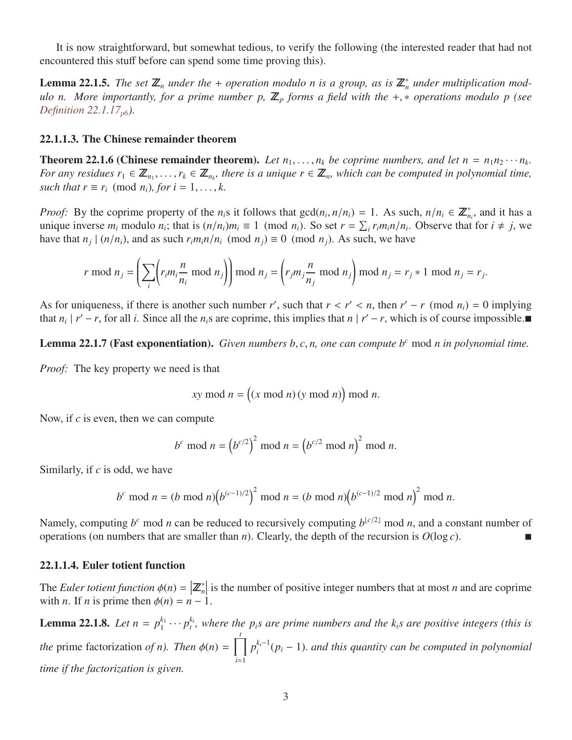It is now straightforward, but somewhat tedious, to verify the following (the interested reader that had not encountered this stuff before can spend some time proving this).

**Lemma 22.1.5.** *The set $\mathbb{Z}_n$ under the + operation modulo n is a group, as is $\mathbb{Z}_n^*$ under multiplication modulo n. More importantly, for a prime number p, $\mathbb{Z}_p$ forms a field with the $+, *$ operations modulo p (see Definition 22.1.17$_{p6}$).*

### 22.1.1.3. The Chinese remainder theorem

**Theorem 22.1.6 (Chinese remainder theorem).** *Let $n_1, \ldots, n_k$ be coprime numbers, and let $n = n_1 n_2 \cdots n_k$. For any residues $r_1 \in \mathbb{Z}_{n_1}, \ldots, r_k \in \mathbb{Z}_{n_k}$, there is a unique $r \in \mathbb{Z}_n$, which can be computed in polynomial time, such that $r \equiv r_i \pmod{n_i}$, for $i = 1, \ldots, k$.*

*Proof:* By the coprime property of the $n_i$s it follows that $\gcd(n_i, n/n_i) = 1$. As such, $n/n_i \in \mathbb{Z}_{n_i}^*$, and it has a unique inverse $m_i$ modulo $n_i$; that is $(n/n_i)m_i \equiv 1 \pmod{n_i}$. So set $r = \sum_i r_i m_i n/n_i$. Observe that for $i \neq j$, we have that $n_j \mid (n/n_i)$, and as such $r_i m_i n/n_i \pmod{n_j} \equiv 0 \pmod{n_j}$. As such, we have

$$r \bmod n_j = \left( \sum_i \left( r_i m_i \frac{n}{n_i} \bmod n_j \right) \right) \bmod n_j = \left( r_j m_j \frac{n}{n_j} \bmod n_j \right) \bmod n_j = r_j * 1 \bmod n_j = r_j.$$

As for uniqueness, if there is another such number $r'$, such that $r < r' < n$, then $r' - r \pmod{n_i} = 0$ implying that $n_i \mid r' - r$, for all $i$. Since all the $n_i$s are coprime, this implies that $n \mid r' - r$, which is of course impossible. ∎

**Lemma 22.1.7 (Fast exponentiation).** *Given numbers $b, c, n$, one can compute $b^c \bmod n$ in polynomial time.*

*Proof:* The key property we need is that

$$xy \bmod n = \big( (x \bmod n)\,(y \bmod n) \big) \bmod n.$$

Now, if $c$ is even, then we can compute

$$b^c \bmod n = \left( b^{c/2} \right)^2 \bmod n = \left( b^{c/2} \bmod n \right)^2 \bmod n.$$

Similarly, if $c$ is odd, we have

$$b^c \bmod n = (b \bmod n)\left( b^{(c-1)/2} \right)^2 \bmod n = (b \bmod n)\left( b^{(c-1)/2} \bmod n \right)^2 \bmod n.$$

Namely, computing $b^c \bmod n$ can be reduced to recursively computing $b^{\lfloor c/2 \rfloor} \bmod n$, and a constant number of operations (on numbers that are smaller than $n$). Clearly, the depth of the recursion is $O(\log c)$. ∎

### 22.1.1.4. Euler totient function

The *Euler totient function* $\phi(n) = \left| \mathbb{Z}_n^* \right|$ is the number of positive integer numbers that at most $n$ and are coprime with $n$. If $n$ is prime then $\phi(n) = n - 1$.

**Lemma 22.1.8.** *Let $n = p_1^{k_1} \cdots p_t^{k_t}$, where the $p_i$s are prime numbers and the $k_i$s are positive integers (this is the* prime factorization *of n). Then $\phi(n) = \prod_{i=1}^{t} p_i^{k_i - 1}(p_i - 1)$. and this quantity can be computed in polynomial time if the factorization is given.*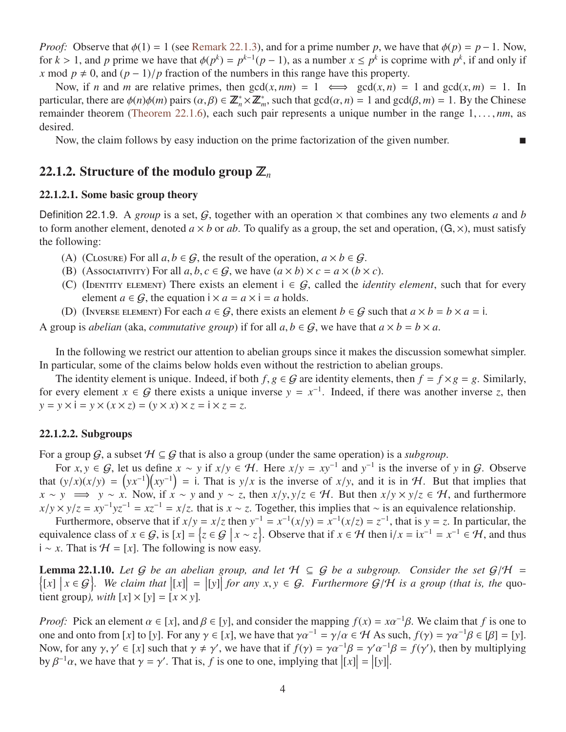*Proof:* Observe that $\phi(1) = 1$ (see Remark 22.1.3), and for a prime number $p$, we have that $\phi(p) = p - 1$. Now, for $k > 1$, and $p$ prime we have that $\phi(p^k) = p^{k-1}(p-1)$, as a number $x \leq p^k$ is coprime with $p^k$, if and only if $x \bmod p \neq 0$, and $(p-1)/p$ fraction of the numbers in this range have this property.

Now, if $n$ and $m$ are relative primes, then $\gcd(x, nm) = 1 \iff \gcd(x, n) = 1$ and $\gcd(x, m) = 1$. In particular, there are $\phi(n)\phi(m)$ pairs $(\alpha, \beta) \in \mathbb{Z}_n^* \times \mathbb{Z}_m^*$, such that $\gcd(\alpha, n) = 1$ and $\gcd(\beta, m) = 1$. By the Chinese remainder theorem (Theorem 22.1.6), each such pair represents a unique number in the range $1, \ldots, nm$, as desired.

Now, the claim follows by easy induction on the prime factorization of the given number. ■

## 22.1.2. Structure of the modulo group $\mathbb{Z}_n$

### 22.1.2.1. Some basic group theory

Definition 22.1.9. A *group* is a set, $\mathcal{G}$, together with an operation $\times$ that combines any two elements $a$ and $b$ to form another element, denoted $a \times b$ or $ab$. To qualify as a group, the set and operation, $(\mathsf{G}, \times)$, must satisfy the following:

(A) (Closure) For all $a, b \in \mathcal{G}$, the result of the operation, $a \times b \in \mathcal{G}$.

(B) (Associativity) For all $a, b, c \in \mathcal{G}$, we have $(a \times b) \times c = a \times (b \times c)$.

(C) (Identity element) There exists an element $\mathsf{i} \in \mathcal{G}$, called the *identity element*, such that for every element $a \in \mathcal{G}$, the equation $\mathsf{i} \times a = a \times \mathsf{i} = a$ holds.

(D) (Inverse element) For each $a \in \mathcal{G}$, there exists an element $b \in \mathcal{G}$ such that $a \times b = b \times a = \mathsf{i}$.

A group is *abelian* (aka, *commutative group*) if for all $a, b \in \mathcal{G}$, we have that $a \times b = b \times a$.

In the following we restrict our attention to abelian groups since it makes the discussion somewhat simpler. In particular, some of the claims below holds even without the restriction to abelian groups.

The identity element is unique. Indeed, if both $f, g \in \mathcal{G}$ are identity elements, then $f = f \times g = g$. Similarly, for every element $x \in \mathcal{G}$ there exists a unique inverse $y = x^{-1}$. Indeed, if there was another inverse $z$, then $y = y \times \mathsf{i} = y \times (x \times z) = (y \times x) \times z = \mathsf{i} \times z = z$.

### 22.1.2.2. Subgroups

For a group $\mathcal{G}$, a subset $\mathcal{H} \subseteq \mathcal{G}$ that is also a group (under the same operation) is a *subgroup*.

For $x, y \in \mathcal{G}$, let us define $x \sim y$ if $x/y \in \mathcal{H}$. Here $x/y = xy^{-1}$ and $y^{-1}$ is the inverse of $y$ in $\mathcal{G}$. Observe that $(y/x)(x/y) = \left(yx^{-1}\right)\left(xy^{-1}\right) = \mathsf{i}$. That is $y/x$ is the inverse of $x/y$, and it is in $\mathcal{H}$. But that implies that $x \sim y \implies y \sim x$. Now, if $x \sim y$ and $y \sim z$, then $x/y, y/z \in \mathcal{H}$. But then $x/y \times y/z \in \mathcal{H}$, and furthermore $x/y \times y/z = xy^{-1}yz^{-1} = xz^{-1} = x/z$. that is $x \sim z$. Together, this implies that $\sim$ is an equivalence relationship.

Furthermore, observe that if $x/y = x/z$ then $y^{-1} = x^{-1}(x/y) = x^{-1}(x/z) = z^{-1}$, that is $y = z$. In particular, the equivalence class of $x \in \mathcal{G}$, is $[x] = \left\{z \in \mathcal{G} \;\middle|\; x \sim z\right\}$. Observe that if $x \in \mathcal{H}$ then $\mathsf{i}/x = \mathsf{i}x^{-1} = x^{-1} \in \mathcal{H}$, and thus $\mathsf{i} \sim x$. That is $\mathcal{H} = [x]$. The following is now easy.

**Lemma 22.1.10.** *Let $\mathcal{G}$ be an abelian group, and let $\mathcal{H} \subseteq \mathcal{G}$ be a subgroup. Consider the set $\mathcal{G}/\mathcal{H} = \left\{[x] \;\middle|\; x \in \mathcal{G}\right\}$. We claim that $\left|[x]\right| = \left|[y]\right|$ for any $x, y \in \mathcal{G}$. Furthermore $\mathcal{G}/\mathcal{H}$ is a group (that is, the* quotient group*), with $[x] \times [y] = [x \times y]$.*

*Proof:* Pick an element $\alpha \in [x]$, and $\beta \in [y]$, and consider the mapping $f(x) = x\alpha^{-1}\beta$. We claim that $f$ is one to one and onto from $[x]$ to $[y]$. For any $\gamma \in [x]$, we have that $\gamma\alpha^{-1} = \gamma/\alpha \in \mathcal{H}$ As such, $f(\gamma) = \gamma\alpha^{-1}\beta \in [\beta] = [y]$. Now, for any $\gamma, \gamma' \in [x]$ such that $\gamma \neq \gamma'$, we have that if $f(\gamma) = \gamma\alpha^{-1}\beta = \gamma'\alpha^{-1}\beta = f(\gamma')$, then by multiplying by $\beta^{-1}\alpha$, we have that $\gamma = \gamma'$. That is, $f$ is one to one, implying that $\left|[x]\right| = \left|[y]\right|$.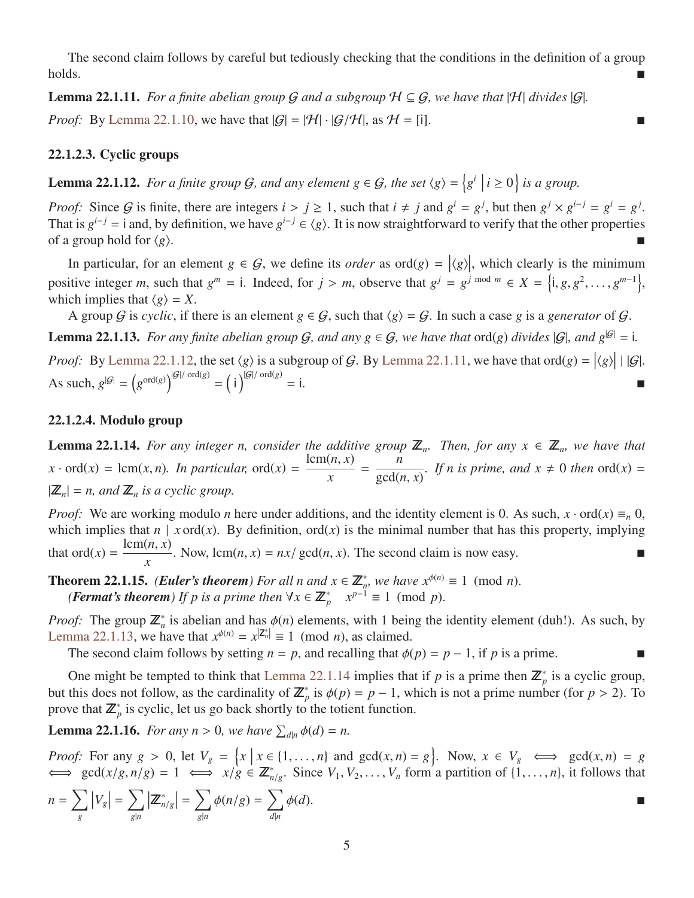The second claim follows by careful but tediously checking that the conditions in the definition of a group holds. ∎

**Lemma 22.1.11.** *For a finite abelian group $\mathcal{G}$ and a subgroup $\mathcal{H} \subseteq \mathcal{G}$, we have that $|\mathcal{H}|$ divides $|\mathcal{G}|$.*

*Proof:* By Lemma 22.1.10, we have that $|\mathcal{G}| = |\mathcal{H}| \cdot |\mathcal{G}/\mathcal{H}|$, as $\mathcal{H} = [\mathsf{i}]$. ∎

### 22.1.2.3. Cyclic groups

**Lemma 22.1.12.** *For a finite group $\mathcal{G}$, and any element $g \in \mathcal{G}$, the set $\langle g \rangle = \left\{ g^i \;\middle|\; i \geq 0 \right\}$ is a group.*

*Proof:* Since $\mathcal{G}$ is finite, there are integers $i > j \geq 1$, such that $i \neq j$ and $g^i = g^j$, but then $g^j \times g^{i-j} = g^i = g^j$. That is $g^{i-j} = \mathsf{i}$ and, by definition, we have $g^{i-j} \in \langle g \rangle$. It is now straightforward to verify that the other properties of a group hold for $\langle g \rangle$. ∎

In particular, for an element $g \in \mathcal{G}$, we define its *order* as $\operatorname{ord}(g) = \left|\langle g \rangle\right|$, which clearly is the minimum positive integer $m$, such that $g^m = \mathsf{i}$. Indeed, for $j > m$, observe that $g^j = g^{j \bmod m} \in X = \left\{\mathsf{i}, g, g^2, \ldots, g^{m-1}\right\}$, which implies that $\langle g \rangle = X$.

A group $\mathcal{G}$ is *cyclic*, if there is an element $g \in \mathcal{G}$, such that $\langle g \rangle = \mathcal{G}$. In such a case $g$ is a *generator* of $\mathcal{G}$.

**Lemma 22.1.13.** *For any finite abelian group $\mathcal{G}$, and any $g \in \mathcal{G}$, we have that $\operatorname{ord}(g)$ divides $|\mathcal{G}|$, and $g^{|\mathcal{G}|} = \mathsf{i}$.*

*Proof:* By Lemma 22.1.12, the set $\langle g \rangle$ is a subgroup of $\mathcal{G}$. By Lemma 22.1.11, we have that $\operatorname{ord}(g) = \left|\langle g \rangle\right| \mid |\mathcal{G}|$. As such, $g^{|\mathcal{G}|} = \left(g^{\operatorname{ord}(g)}\right)^{|\mathcal{G}|/\operatorname{ord}(g)} = \left(\mathsf{i}\right)^{|\mathcal{G}|/\operatorname{ord}(g)} = \mathsf{i}$. ∎

### 22.1.2.4. Modulo group

**Lemma 22.1.14.** *For any integer $n$, consider the additive group $\mathbb{Z}_n$. Then, for any $x \in \mathbb{Z}_n$, we have that $x \cdot \operatorname{ord}(x) = \operatorname{lcm}(n, x)$. In particular, $\operatorname{ord}(x) = \dfrac{\operatorname{lcm}(n,x)}{x} = \dfrac{n}{\gcd(n,x)}$. If $n$ is prime, and $x \neq 0$ then $\operatorname{ord}(x) = |\mathbb{Z}_n| = n$, and $\mathbb{Z}_n$ is a cyclic group.*

*Proof:* We are working modulo $n$ here under additions, and the identity element is 0. As such, $x \cdot \operatorname{ord}(x) \equiv_n 0$, which implies that $n \mid x \operatorname{ord}(x)$. By definition, $\operatorname{ord}(x)$ is the minimal number that has this property, implying that $\operatorname{ord}(x) = \dfrac{\operatorname{lcm}(n,x)}{x}$. Now, $\operatorname{lcm}(n, x) = nx/\gcd(n, x)$. The second claim is now easy. ∎

**Theorem 22.1.15.** ***(Euler's theorem)*** *For all $n$ and $x \in \mathbb{Z}_n^*$, we have $x^{\phi(n)} \equiv 1 \pmod{n}$.*
***(Fermat's theorem)*** *If $p$ is a prime then $\forall x \in \mathbb{Z}_p^* \quad x^{p-1} \equiv 1 \pmod{p}$.*

*Proof:* The group $\mathbb{Z}_n^*$ is abelian and has $\phi(n)$ elements, with 1 being the identity element (duh!). As such, by Lemma 22.1.13, we have that $x^{\phi(n)} = x^{|\mathbb{Z}_n^*|} \equiv 1 \pmod{n}$, as claimed.

The second claim follows by setting $n = p$, and recalling that $\phi(p) = p - 1$, if $p$ is a prime. ∎

One might be tempted to think that Lemma 22.1.14 implies that if $p$ is a prime then $\mathbb{Z}_p^*$ is a cyclic group, but this does not follow, as the cardinality of $\mathbb{Z}_p^*$ is $\phi(p) = p - 1$, which is not a prime number (for $p > 2$). To prove that $\mathbb{Z}_p^*$ is cyclic, let us go back shortly to the totient function.

**Lemma 22.1.16.** *For any $n > 0$, we have $\sum_{d \mid n} \phi(d) = n$.*

*Proof:* For any $g > 0$, let $V_g = \left\{ x \;\middle|\; x \in \{1, \ldots, n\} \text{ and } \gcd(x, n) = g \right\}$. Now, $x \in V_g \iff \gcd(x, n) = g \iff \gcd(x/g, n/g) = 1 \iff x/g \in \mathbb{Z}_{n/g}^*$. Since $V_1, V_2, \ldots, V_n$ form a partition of $\{1, \ldots, n\}$, it follows that

$$n = \sum_g \left|V_g\right| = \sum_{g \mid n} \left|\mathbb{Z}_{n/g}^*\right| = \sum_{g \mid n} \phi(n/g) = \sum_{d \mid n} \phi(d).$$

∎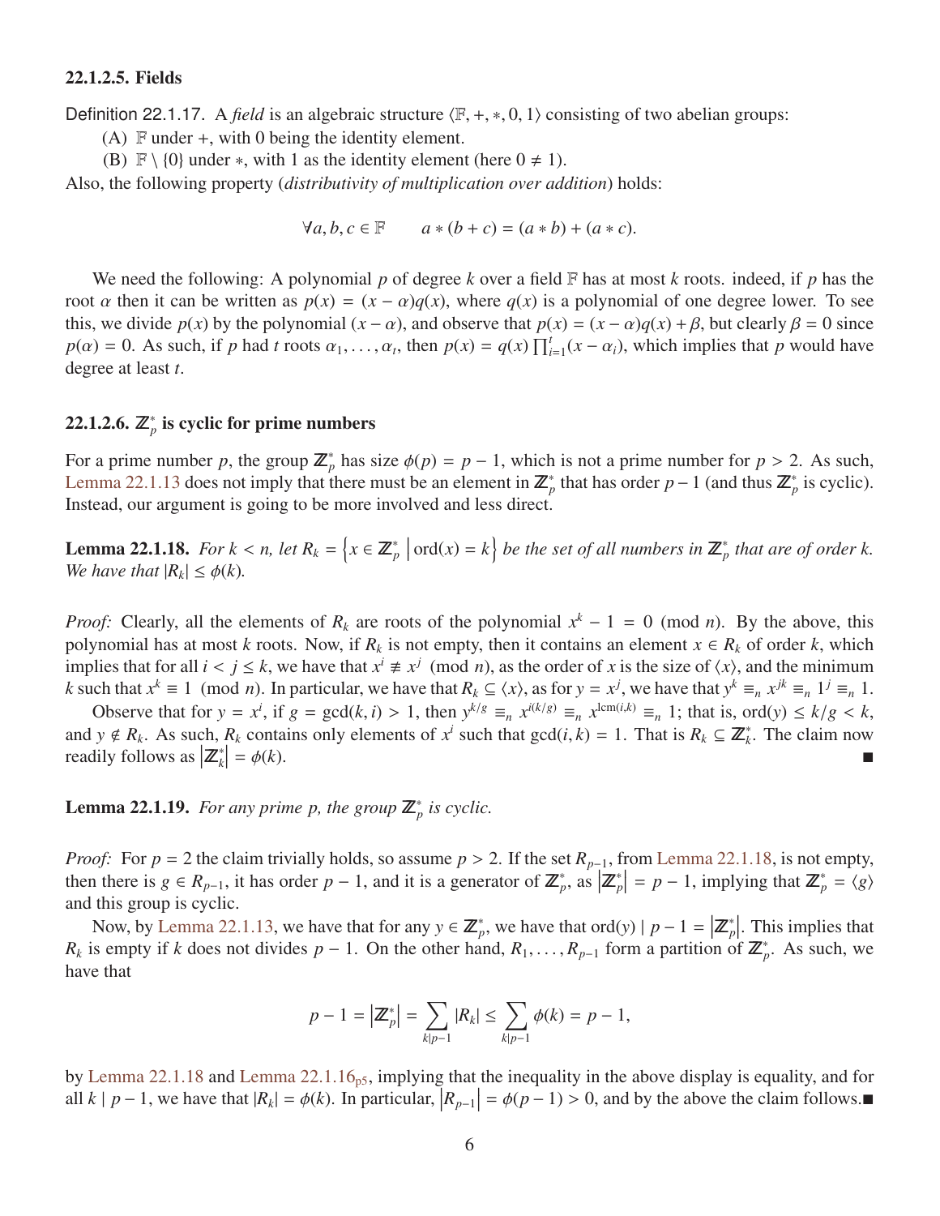#### 22.1.2.5. Fields

Definition 22.1.17. A *field* is an algebraic structure $\langle \mathbb{F}, +, *, 0, 1\rangle$ consisting of two abelian groups:

(A) $\mathbb{F}$ under $+$, with 0 being the identity element.

(B) $\mathbb{F} \setminus \{0\}$ under $*$, with 1 as the identity element (here $0 \neq 1$).

Also, the following property (*distributivity of multiplication over addition*) holds:

$$\forall a, b, c \in \mathbb{F} \qquad a * (b + c) = (a * b) + (a * c).$$

We need the following: A polynomial $p$ of degree $k$ over a field $\mathbb{F}$ has at most $k$ roots. indeed, if $p$ has the root $\alpha$ then it can be written as $p(x) = (x - \alpha)q(x)$, where $q(x)$ is a polynomial of one degree lower. To see this, we divide $p(x)$ by the polynomial $(x - \alpha)$, and observe that $p(x) = (x - \alpha)q(x) + \beta$, but clearly $\beta = 0$ since $p(\alpha) = 0$. As such, if $p$ had $t$ roots $\alpha_1, \ldots, \alpha_t$, then $p(x) = q(x)\prod_{i=1}^{t}(x - \alpha_i)$, which implies that $p$ would have degree at least $t$.

#### 22.1.2.6. $\mathbb{Z}_p^*$ is cyclic for prime numbers

For a prime number $p$, the group $\mathbb{Z}_p^*$ has size $\phi(p) = p - 1$, which is not a prime number for $p > 2$. As such, Lemma 22.1.13 does not imply that there must be an element in $\mathbb{Z}_p^*$ that has order $p - 1$ (and thus $\mathbb{Z}_p^*$ is cyclic). Instead, our argument is going to be more involved and less direct.

**Lemma 22.1.18.** *For $k < n$, let $R_k = \left\{x \in \mathbb{Z}_p^* \,\middle|\, \mathrm{ord}(x) = k\right\}$ be the set of all numbers in $\mathbb{Z}_p^*$ that are of order $k$. We have that $|R_k| \leq \phi(k)$.*

*Proof:* Clearly, all the elements of $R_k$ are roots of the polynomial $x^k - 1 = 0 \pmod n$. By the above, this polynomial has at most $k$ roots. Now, if $R_k$ is not empty, then it contains an element $x \in R_k$ of order $k$, which implies that for all $i < j \leq k$, we have that $x^i \not\equiv x^j \pmod n$, as the order of $x$ is the size of $\langle x\rangle$, and the minimum $k$ such that $x^k \equiv 1 \pmod n$. In particular, we have that $R_k \subseteq \langle x\rangle$, as for $y = x^j$, we have that $y^k \equiv_n x^{jk} \equiv_n 1^j \equiv_n 1$.

Observe that for $y = x^i$, if $g = \gcd(k, i) > 1$, then $y^{k/g} \equiv_n x^{i(k/g)} \equiv_n x^{\mathrm{lcm}(i,k)} \equiv_n 1$; that is, $\mathrm{ord}(y) \leq k/g < k$, and $y \notin R_k$. As such, $R_k$ contains only elements of $x^i$ such that $\gcd(i, k) = 1$. That is $R_k \subseteq \mathbb{Z}_k^*$. The claim now readily follows as $\left|\mathbb{Z}_k^*\right| = \phi(k)$. ∎

**Lemma 22.1.19.** *For any prime $p$, the group $\mathbb{Z}_p^*$ is cyclic.*

*Proof:* For $p = 2$ the claim trivially holds, so assume $p > 2$. If the set $R_{p-1}$, from Lemma 22.1.18, is not empty, then there is $g \in R_{p-1}$, it has order $p - 1$, and it is a generator of $\mathbb{Z}_p^*$, as $\left|\mathbb{Z}_p^*\right| = p - 1$, implying that $\mathbb{Z}_p^* = \langle g\rangle$ and this group is cyclic.

Now, by Lemma 22.1.13, we have that for any $y \in \mathbb{Z}_p^*$, we have that $\mathrm{ord}(y) \mid p - 1 = \left|\mathbb{Z}_p^*\right|$. This implies that $R_k$ is empty if $k$ does not divides $p - 1$. On the other hand, $R_1, \ldots, R_{p-1}$ form a partition of $\mathbb{Z}_p^*$. As such, we have that

$$p - 1 = \left|\mathbb{Z}_p^*\right| = \sum_{k \mid p-1} |R_k| \leq \sum_{k \mid p-1} \phi(k) = p - 1,$$

by Lemma 22.1.18 and Lemma 22.1.16$_{p5}$, implying that the inequality in the above display is equality, and for all $k \mid p - 1$, we have that $|R_k| = \phi(k)$. In particular, $\left|R_{p-1}\right| = \phi(p - 1) > 0$, and by the above the claim follows. ∎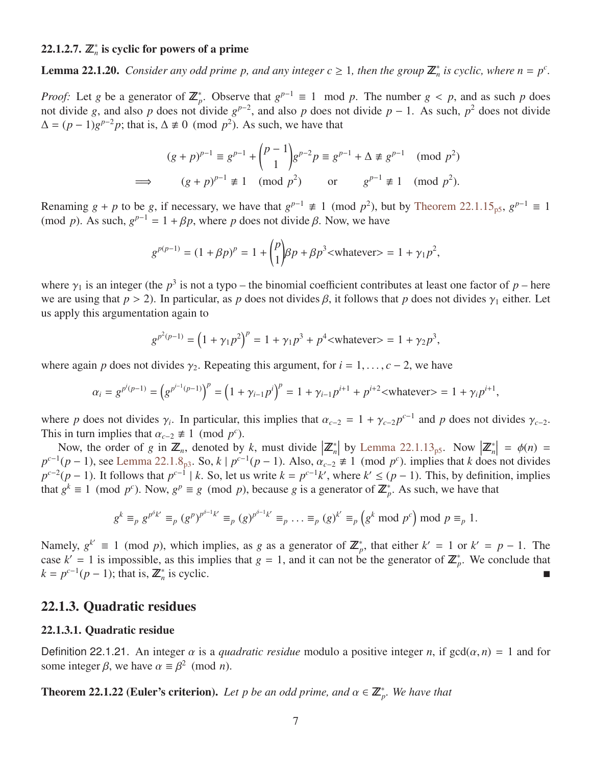#### 22.1.2.7. $\mathbb{Z}_n^*$ is cyclic for powers of a prime

**Lemma 22.1.20.** *Consider any odd prime $p$, and any integer $c \geq 1$, then the group $\mathbb{Z}_n^*$ is cyclic, where $n = p^c$.*

*Proof:* Let $g$ be a generator of $\mathbb{Z}_p^*$. Observe that $g^{p-1} \equiv 1 \mod p$. The number $g < p$, and as such $p$ does not divide $g$, and also $p$ does not divide $g^{p-2}$, and also $p$ does not divide $p-1$. As such, $p^2$ does not divide $\Delta = (p-1)g^{p-2}p$; that is, $\Delta \not\equiv 0 \pmod{p^2}$. As such, we have that

$$
\begin{aligned}
& (g+p)^{p-1} \equiv g^{p-1} + \binom{p-1}{1} g^{p-2} p \equiv g^{p-1} + \Delta \not\equiv g^{p-1} \pmod{p^2} \\
\implies \qquad & (g+p)^{p-1} \not\equiv 1 \pmod{p^2} \qquad \text{or} \qquad g^{p-1} \not\equiv 1 \pmod{p^2}.
\end{aligned}
$$

Renaming $g+p$ to be $g$, if necessary, we have that $g^{p-1} \not\equiv 1 \pmod{p^2}$, but by Theorem 22.1.15$_{p5}$, $g^{p-1} \equiv 1 \pmod{p}$. As such, $g^{p-1} = 1 + \beta p$, where $p$ does not divide $\beta$. Now, we have

$$
g^{p(p-1)} = (1+\beta p)^p = 1 + \binom{p}{1}\beta p + \beta p^3\text{<whatever>} = 1 + \gamma_1 p^2,
$$

where $\gamma_1$ is an integer (the $p^3$ is not a typo – the binomial coefficient contributes at least one factor of $p$ – here we are using that $p > 2$). In particular, as $p$ does not divides $\beta$, it follows that $p$ does not divides $\gamma_1$ either. Let us apply this argumentation again to

$$
g^{p^2(p-1)} = \left(1 + \gamma_1 p^2\right)^p = 1 + \gamma_1 p^3 + p^4\text{<whatever>} = 1 + \gamma_2 p^3,
$$

where again $p$ does not divides $\gamma_2$. Repeating this argument, for $i = 1, \ldots, c-2$, we have

$$
\alpha_i = g^{p^i(p-1)} = \left(g^{p^{i-1}(p-1)}\right)^p = \left(1 + \gamma_{i-1} p^i\right)^p = 1 + \gamma_{i-1} p^{i+1} + p^{i+2}\text{<whatever>} = 1 + \gamma_i p^{i+1},
$$

where $p$ does not divides $\gamma_i$. In particular, this implies that $\alpha_{c-2} = 1 + \gamma_{c-2} p^{c-1}$ and $p$ does not divides $\gamma_{c-2}$. This in turn implies that $\alpha_{c-2} \not\equiv 1 \pmod{p^c}$.

Now, the order of $g$ in $\mathbb{Z}_n$, denoted by $k$, must divide $\left|\mathbb{Z}_n^*\right|$ by Lemma 22.1.13$_{p5}$. Now $\left|\mathbb{Z}_n^*\right| = \phi(n) = p^{c-1}(p-1)$, see Lemma 22.1.8$_{p3}$. So, $k \mid p^{c-1}(p-1)$. Also, $\alpha_{c-2} \not\equiv 1 \pmod{p^c}$. implies that $k$ does not divides $p^{c-2}(p-1)$. It follows that $p^{c-1} \mid k$. So, let us write $k = p^{c-1}k'$, where $k' \leq (p-1)$. This, by definition, implies that $g^k \equiv 1 \pmod{p^c}$. Now, $g^p \equiv g \pmod{p}$, because $g$ is a generator of $\mathbb{Z}_p^*$. As such, we have that

$$
g^k \equiv_p g^{p^\delta k'} \equiv_p (g^p)^{p^{\delta-1}k'} \equiv_p (g)^{p^{\delta-1}k'} \equiv_p \ldots \equiv_p (g)^{k'} \equiv_p \left(g^k \bmod p^c\right) \bmod p \equiv_p 1.
$$

Namely, $g^{k'} \equiv 1 \pmod{p}$, which implies, as $g$ as a generator of $\mathbb{Z}_p^*$, that either $k' = 1$ or $k' = p-1$. The case $k' = 1$ is impossible, as this implies that $g = 1$, and it can not be the generator of $\mathbb{Z}_p^*$. We conclude that $k = p^{c-1}(p-1)$; that is, $\mathbb{Z}_n^*$ is cyclic. ■

## 22.1.3. Quadratic residues

#### 22.1.3.1. Quadratic residue

Definition 22.1.21. An integer $\alpha$ is a *quadratic residue* modulo a positive integer $n$, if $\gcd(\alpha, n) = 1$ and for some integer $\beta$, we have $\alpha \equiv \beta^2 \pmod{n}$.

**Theorem 22.1.22 (Euler's criterion).** *Let $p$ be an odd prime, and $\alpha \in \mathbb{Z}_p^*$. We have that*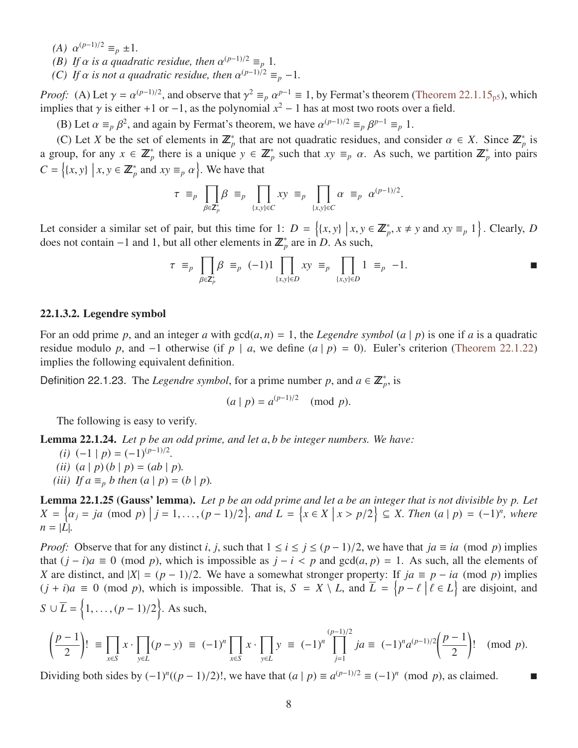*(A)* $\alpha^{(p-1)/2} \equiv_p \pm 1$.

*(B) If $\alpha$ is a quadratic residue, then $\alpha^{(p-1)/2} \equiv_p 1$.*

*(C) If $\alpha$ is not a quadratic residue, then $\alpha^{(p-1)/2} \equiv_p -1$.*

*Proof:* (A) Let $\gamma = \alpha^{(p-1)/2}$, and observe that $\gamma^2 \equiv_p \alpha^{p-1} \equiv 1$, by Fermat's theorem (Theorem 22.1.15$_{p5}$), which implies that $\gamma$ is either $+1$ or $-1$, as the polynomial $x^2 - 1$ has at most two roots over a field.

(B) Let $\alpha \equiv_p \beta^2$, and again by Fermat's theorem, we have $\alpha^{(p-1)/2} \equiv_p \beta^{p-1} \equiv_p 1$.

(C) Let $X$ be the set of elements in $\mathbb{Z}_p^*$ that are not quadratic residues, and consider $\alpha \in X$. Since $\mathbb{Z}_p^*$ is a group, for any $x \in \mathbb{Z}_p^*$ there is a unique $y \in \mathbb{Z}_p^*$ such that $xy \equiv_p \alpha$. As such, we partition $\mathbb{Z}_p^*$ into pairs $C = \left\{\{x, y\} \;\middle|\; x, y \in \mathbb{Z}_p^* \text{ and } xy \equiv_p \alpha\right\}$. We have that

$$\tau \;\equiv_p\; \prod_{\beta \in \mathbb{Z}_p^*} \beta \;\equiv_p\; \prod_{\{x,y\} \in C} xy \;\equiv_p\; \prod_{\{x,y\} \in C} \alpha \;\equiv_p\; \alpha^{(p-1)/2}.$$

Let consider a similar set of pair, but this time for 1: $D = \left\{\{x, y\} \;\middle|\; x, y \in \mathbb{Z}_p^*, x \neq y \text{ and } xy \equiv_p 1\right\}$. Clearly, $D$ does not contain $-1$ and 1, but all other elements in $\mathbb{Z}_p^*$ are in $D$. As such,

$$\tau \;\equiv_p\; \prod_{\beta \in \mathbb{Z}_p^*} \beta \;\equiv_p\; (-1)1 \prod_{\{x,y\} \in D} xy \;\equiv_p\; \prod_{\{x,y\} \in D} 1 \;\equiv_p\; -1.$$

■

#### 22.1.3.2. Legendre symbol

For an odd prime $p$, and an integer $a$ with $\gcd(a, n) = 1$, the *Legendre symbol* $(a \mid p)$ is one if $a$ is a quadratic residue modulo $p$, and $-1$ otherwise (if $p \mid a$, we define $(a \mid p) = 0$). Euler's criterion (Theorem 22.1.22) implies the following equivalent definition.

Definition 22.1.23. The *Legendre symbol*, for a prime number $p$, and $a \in \mathbb{Z}_p^*$, is

$$(a \mid p) = a^{(p-1)/2} \pmod{p}.$$

The following is easy to verify.

**Lemma 22.1.24.** *Let $p$ be an odd prime, and let $a, b$ be integer numbers. We have:*

*(i)* $(-1 \mid p) = (-1)^{(p-1)/2}$.

*(ii)* $(a \mid p)(b \mid p) = (ab \mid p)$.

*(iii) If $a \equiv_p b$ then $(a \mid p) = (b \mid p)$.*

**Lemma 22.1.25 (Gauss' lemma).** *Let $p$ be an odd prime and let $a$ be an integer that is not divisible by $p$. Let $X = \left\{\alpha_j = ja \pmod{p} \;\middle|\; j = 1, \ldots, (p-1)/2\right\}$, and $L = \left\{x \in X \;\middle|\; x > p/2\right\} \subseteq X$. Then $(a \mid p) = (-1)^n$, where $n = |L|$.*

*Proof:* Observe that for any distinct $i, j$, such that $1 \leq i \leq j \leq (p-1)/2$, we have that $ja \equiv ia \pmod{p}$ implies that $(j - i)a \equiv 0 \pmod{p}$, which is impossible as $j - i < p$ and $\gcd(a, p) = 1$. As such, all the elements of $X$ are distinct, and $|X| = (p-1)/2$. We have a somewhat stronger property: If $ja \equiv p - ia \pmod{p}$ implies $(j + i)a \equiv 0 \pmod{p}$, which is impossible. That is, $S = X \setminus L$, and $\overline{L} = \left\{p - \ell \;\middle|\; \ell \in L\right\}$ are disjoint, and $S \cup \overline{L} = \left\{1, \ldots, (p-1)/2\right\}$. As such,

$$\left(\frac{p-1}{2}\right)! \;\equiv \prod_{x \in S} x \cdot \prod_{y \in L} (p - y) \;\equiv\; (-1)^n \prod_{x \in S} x \cdot \prod_{y \in L} y \;\equiv\; (-1)^n \prod_{j=1}^{(p-1)/2} ja \equiv\; (-1)^n a^{(p-1)/2} \left(\frac{p-1}{2}\right)! \pmod{p}.$$

Dividing both sides by $(-1)^n((p-1)/2)!$, we have that $(a \mid p) \equiv a^{(p-1)/2} \equiv (-1)^n \pmod{p}$, as claimed. ■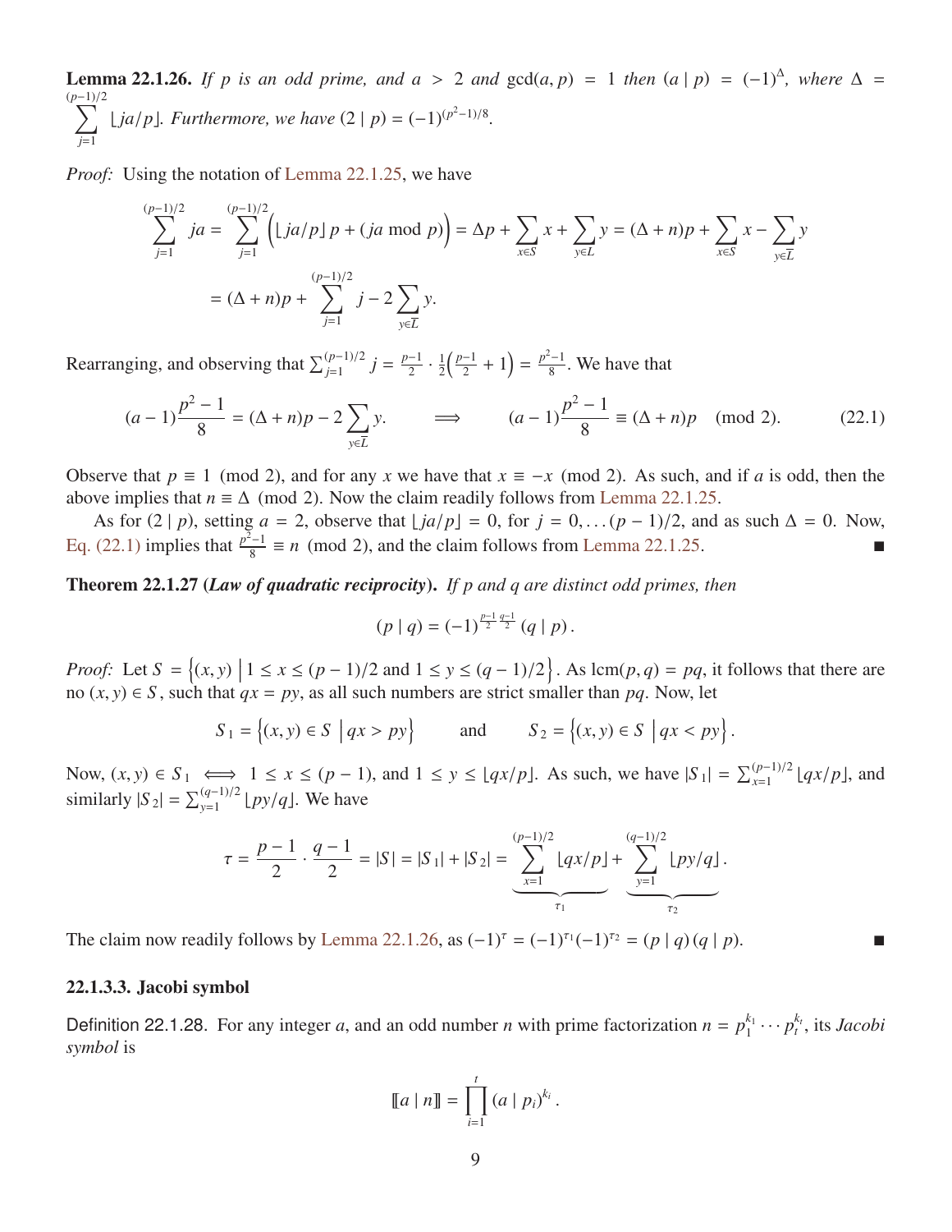**Lemma 22.1.26.** *If $p$ is an odd prime, and $a > 2$ and $\gcd(a, p) = 1$ then $(a \mid p) = (-1)^{\Delta}$, where $\Delta = \sum_{j=1}^{(p-1)/2} \lfloor ja/p \rfloor$. Furthermore, we have $(2 \mid p) = (-1)^{(p^2-1)/8}$.*

*Proof:* Using the notation of Lemma 22.1.25, we have

$$\sum_{j=1}^{(p-1)/2} ja = \sum_{j=1}^{(p-1)/2} \Big( \lfloor ja/p \rfloor p + (ja \bmod p) \Big) = \Delta p + \sum_{x \in S} x + \sum_{y \in L} y = (\Delta + n)p + \sum_{x \in S} x - \sum_{y \in \overline{L}} y$$

$$= (\Delta + n)p + \sum_{j=1}^{(p-1)/2} j - 2 \sum_{y \in \overline{L}} y.$$

Rearranging, and observing that $\sum_{j=1}^{(p-1)/2} j = \frac{p-1}{2} \cdot \frac{1}{2}\Big(\frac{p-1}{2} + 1\Big) = \frac{p^2-1}{8}$. We have that

$$(a-1)\frac{p^2-1}{8} = (\Delta + n)p - 2\sum_{y \in \overline{L}} y. \qquad \Longrightarrow \qquad (a-1)\frac{p^2-1}{8} \equiv (\Delta + n)p \pmod 2. \tag{22.1}$$

Observe that $p \equiv 1 \pmod 2$, and for any $x$ we have that $x \equiv -x \pmod 2$. As such, and if $a$ is odd, then the above implies that $n \equiv \Delta \pmod 2$. Now the claim readily follows from Lemma 22.1.25.

As for $(2 \mid p)$, setting $a = 2$, observe that $\lfloor ja/p \rfloor = 0$, for $j = 0, \ldots (p-1)/2$, and as such $\Delta = 0$. Now, Eq. (22.1) implies that $\frac{p^2-1}{8} \equiv n \pmod 2$, and the claim follows from Lemma 22.1.25. ∎

**Theorem 22.1.27 (*Law of quadratic reciprocity*).** *If $p$ and $q$ are distinct odd primes, then*

$$(p \mid q) = (-1)^{\frac{p-1}{2}\frac{q-1}{2}} (q \mid p).$$

*Proof:* Let $S = \Big\{(x, y) \;\Big|\; 1 \le x \le (p-1)/2 \text{ and } 1 \le y \le (q-1)/2\Big\}$. As $\operatorname{lcm}(p, q) = pq$, it follows that there are no $(x, y) \in S$, such that $qx = py$, as all such numbers are strict smaller than $pq$. Now, let

$$S_1 = \Big\{(x, y) \in S \;\Big|\; qx > py\Big\} \qquad \text{and} \qquad S_2 = \Big\{(x, y) \in S \;\Big|\; qx < py\Big\}.$$

Now, $(x, y) \in S_1 \iff 1 \le x \le (p-1)$, and $1 \le y \le \lfloor qx/p \rfloor$. As such, we have $|S_1| = \sum_{x=1}^{(p-1)/2} \lfloor qx/p \rfloor$, and similarly $|S_2| = \sum_{y=1}^{(q-1)/2} \lfloor py/q \rfloor$. We have

$$\tau = \frac{p-1}{2} \cdot \frac{q-1}{2} = |S| = |S_1| + |S_2| = \underbrace{\sum_{x=1}^{(p-1)/2} \lfloor qx/p \rfloor}_{\tau_1} + \underbrace{\sum_{y=1}^{(q-1)/2} \lfloor py/q \rfloor}_{\tau_2}.$$

The claim now readily follows by Lemma 22.1.26, as $(-1)^{\tau} = (-1)^{\tau_1}(-1)^{\tau_2} = (p \mid q)(q \mid p)$. ∎

### 22.1.3.3. Jacobi symbol

Definition 22.1.28. For any integer $a$, and an odd number $n$ with prime factorization $n = p_1^{k_1} \cdots p_t^{k_t}$, its *Jacobi symbol* is

$$[\![a \mid n]\!] = \prod_{i=1}^{t} (a \mid p_i)^{k_i}.$$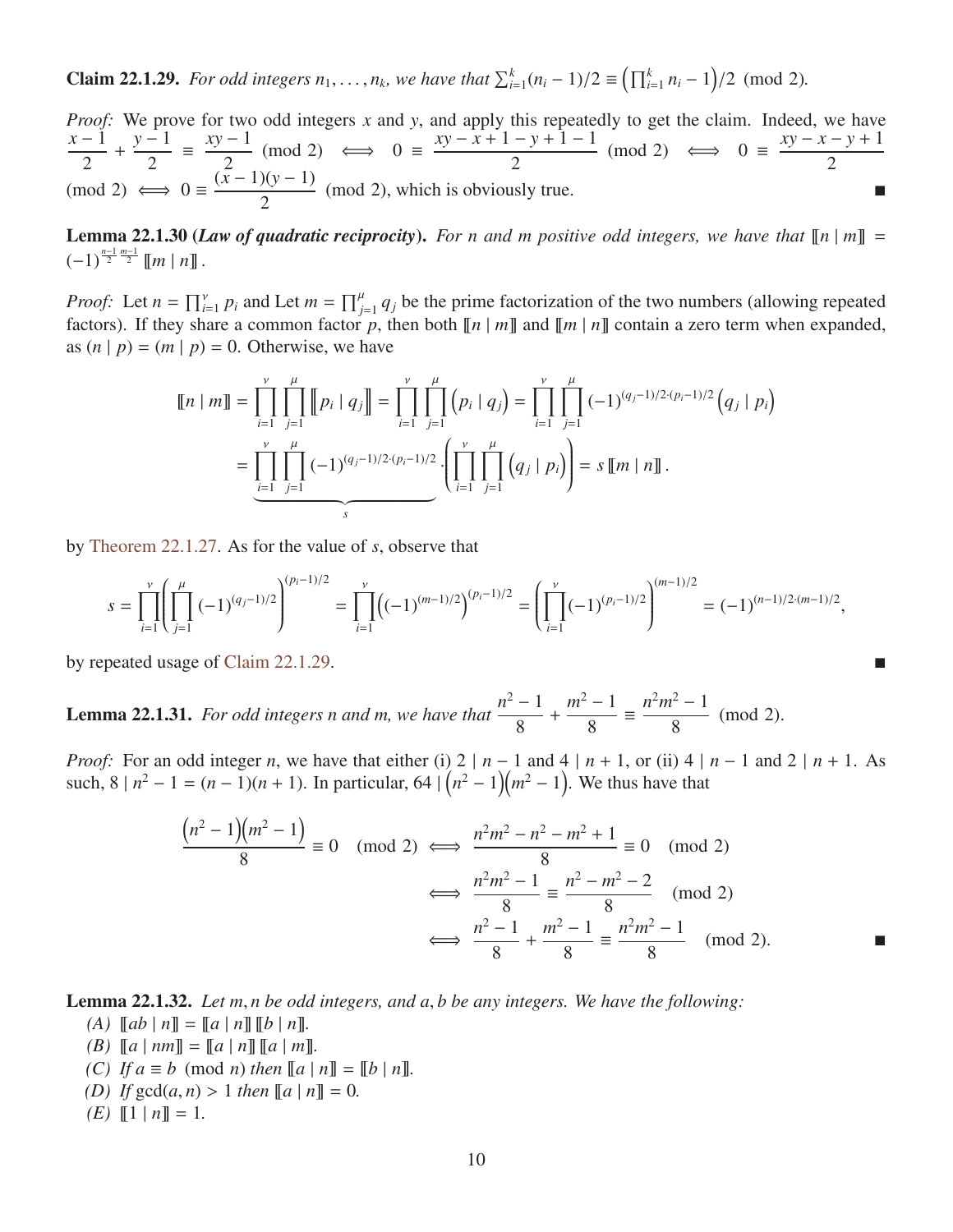**Claim 22.1.29.** *For odd integers $n_1, \ldots, n_k$, we have that $\sum_{i=1}^{k}(n_i - 1)/2 \equiv \left(\prod_{i=1}^{k} n_i - 1\right)/2 \pmod 2$.*

*Proof:* We prove for two odd integers $x$ and $y$, and apply this repeatedly to get the claim. Indeed, we have $\dfrac{x-1}{2} + \dfrac{y-1}{2} \equiv \dfrac{xy-1}{2} \pmod 2 \iff 0 \equiv \dfrac{xy - x + 1 - y + 1 - 1}{2} \pmod 2 \iff 0 \equiv \dfrac{xy - x - y + 1}{2} \pmod 2 \iff 0 \equiv \dfrac{(x-1)(y-1)}{2} \pmod 2$, which is obviously true. ■

**Lemma 22.1.30 (*Law of quadratic reciprocity*).** *For $n$ and $m$ positive odd integers, we have that $[\![n \mid m]\!] = (-1)^{\frac{n-1}{2}\frac{m-1}{2}} [\![m \mid n]\!]$.*

*Proof:* Let $n = \prod_{i=1}^{\nu} p_i$ and Let $m = \prod_{j=1}^{\mu} q_j$ be the prime factorization of the two numbers (allowing repeated factors). If they share a common factor $p$, then both $[\![n \mid m]\!]$ and $[\![m \mid n]\!]$ contain a zero term when expanded, as $(n \mid p) = (m \mid p) = 0$. Otherwise, we have

$$
\begin{aligned}
[\![n \mid m]\!] &= \prod_{i=1}^{\nu}\prod_{j=1}^{\mu} [\![p_i \mid q_j]\!] = \prod_{i=1}^{\nu}\prod_{j=1}^{\mu} \left(p_i \mid q_j\right) = \prod_{i=1}^{\nu}\prod_{j=1}^{\mu} (-1)^{(q_j-1)/2\cdot(p_i-1)/2}\left(q_j \mid p_i\right) \\
&= \underbrace{\prod_{i=1}^{\nu}\prod_{j=1}^{\mu} (-1)^{(q_j-1)/2\cdot(p_i-1)/2}}_{s} \cdot \left(\prod_{i=1}^{\nu}\prod_{j=1}^{\mu}\left(q_j \mid p_i\right)\right) = s\,[\![m \mid n]\!].
\end{aligned}
$$

by Theorem 22.1.27. As for the value of $s$, observe that

$$
s = \prod_{i=1}^{\nu}\left(\prod_{j=1}^{\mu}(-1)^{(q_j-1)/2}\right)^{(p_i-1)/2} = \prod_{i=1}^{\nu}\left((-1)^{(m-1)/2}\right)^{(p_i-1)/2} = \left(\prod_{i=1}^{\nu}(-1)^{(p_i-1)/2}\right)^{(m-1)/2} = (-1)^{(n-1)/2\cdot(m-1)/2},
$$

by repeated usage of Claim 22.1.29. ■

**Lemma 22.1.31.** *For odd integers $n$ and $m$, we have that $\dfrac{n^2-1}{8} + \dfrac{m^2-1}{8} \equiv \dfrac{n^2m^2-1}{8} \pmod 2$.*

*Proof:* For an odd integer $n$, we have that either (i) $2 \mid n-1$ and $4 \mid n+1$, or (ii) $4 \mid n-1$ and $2 \mid n+1$. As such, $8 \mid n^2 - 1 = (n-1)(n+1)$. In particular, $64 \mid \left(n^2-1\right)\left(m^2-1\right)$. We thus have that

$$
\begin{aligned}
\frac{\left(n^2-1\right)\left(m^2-1\right)}{8} \equiv 0 \pmod 2 &\iff \frac{n^2m^2 - n^2 - m^2 + 1}{8} \equiv 0 \pmod 2 \\
&\iff \frac{n^2m^2 - 1}{8} \equiv \frac{n^2 - m^2 - 2}{8} \pmod 2 \\
&\iff \frac{n^2-1}{8} + \frac{m^2-1}{8} \equiv \frac{n^2m^2-1}{8} \pmod 2.
\end{aligned}
$$

■

**Lemma 22.1.32.** *Let $m, n$ be odd integers, and $a, b$ be any integers. We have the following:*

*(A)* $[\![ab \mid n]\!] = [\![a \mid n]\!]\,[\![b \mid n]\!]$.
*(B)* $[\![a \mid nm]\!] = [\![a \mid n]\!]\,[\![a \mid m]\!]$.
*(C)* *If* $a \equiv b \pmod n$ *then* $[\![a \mid n]\!] = [\![b \mid n]\!]$.
*(D)* *If* $\gcd(a, n) > 1$ *then* $[\![a \mid n]\!] = 0$.
*(E)* $[\![1 \mid n]\!] = 1$.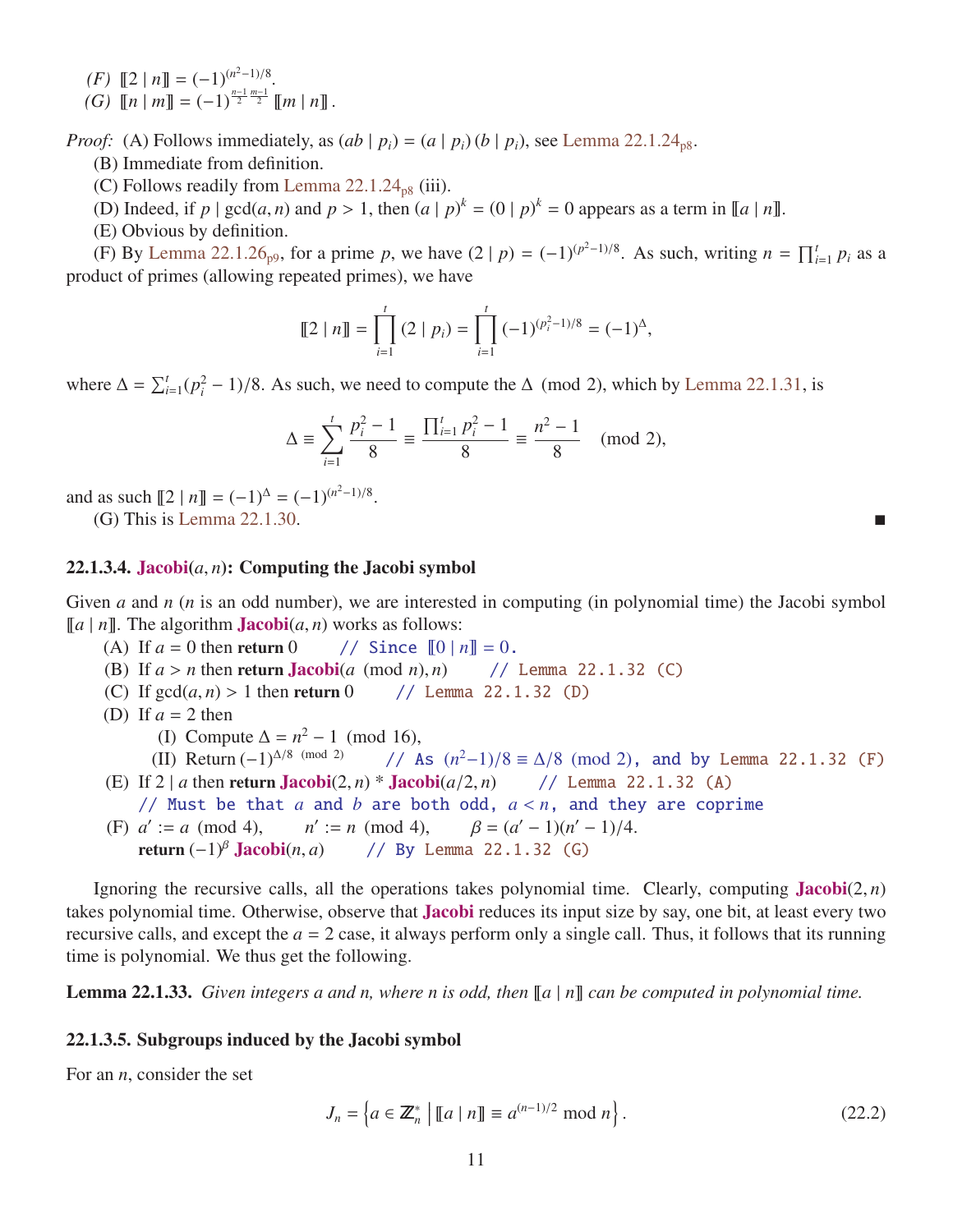*(F)* $[\![2 \mid n]\!] = (-1)^{(n^2-1)/8}$.
*(G)* $[\![n \mid m]\!] = (-1)^{\frac{n-1}{2}\frac{m-1}{2}} [\![m \mid n]\!]$.

*Proof:* (A) Follows immediately, as $(ab \mid p_i) = (a \mid p_i)(b \mid p_i)$, see Lemma 22.1.24p8.

(B) Immediate from definition.

(C) Follows readily from Lemma 22.1.24p8 (iii).

(D) Indeed, if $p \mid \gcd(a, n)$ and $p > 1$, then $(a \mid p)^k = (0 \mid p)^k = 0$ appears as a term in $[\![a \mid n]\!]$.

(E) Obvious by definition.

(F) By Lemma 22.1.26p9, for a prime $p$, we have $(2 \mid p) = (-1)^{(p^2-1)/8}$. As such, writing $n = \prod_{i=1}^{t} p_i$ as a product of primes (allowing repeated primes), we have

$$[\![2 \mid n]\!] = \prod_{i=1}^{t} (2 \mid p_i) = \prod_{i=1}^{t} (-1)^{(p_i^2-1)/8} = (-1)^{\Delta},$$

where $\Delta = \sum_{i=1}^{t}(p_i^2 - 1)/8$. As such, we need to compute the $\Delta \pmod 2$, which by Lemma 22.1.31, is

$$\Delta \equiv \sum_{i=1}^{t} \frac{p_i^2 - 1}{8} \equiv \frac{\prod_{i=1}^{t} p_i^2 - 1}{8} \equiv \frac{n^2 - 1}{8} \pmod 2,$$

and as such $[\![2 \mid n]\!] = (-1)^{\Delta} = (-1)^{(n^2-1)/8}$.

(G) This is Lemma 22.1.30. ∎

#### 22.1.3.4. Jacobi$(a, n)$: Computing the Jacobi symbol

Given $a$ and $n$ ($n$ is an odd number), we are interested in computing (in polynomial time) the Jacobi symbol $[\![a \mid n]\!]$. The algorithm **Jacobi**$(a, n)$ works as follows:

(A) If $a = 0$ then **return** 0 // Since $[\![0 \mid n]\!] = 0$.

(B) If $a > n$ then **return** **Jacobi**$(a \pmod n, n)$ // Lemma 22.1.32 (C)

(C) If $\gcd(a, n) > 1$ then **return** 0 // Lemma 22.1.32 (D)

(D) If $a = 2$ then

  (I) Compute $\Delta = n^2 - 1 \pmod{16}$,

  (II) Return $(-1)^{\Delta/8 \pmod 2}$ // As $(n^2-1)/8 \equiv \Delta/8 \pmod 2$, and by Lemma 22.1.32 (F)

(E) If $2 \mid a$ then **return** **Jacobi**$(2, n)$ * **Jacobi**$(a/2, n)$ // Lemma 22.1.32 (A)

  // Must be that $a$ and $b$ are both odd, $a < n$, and they are coprime

(F) $a' := a \pmod 4$, $n' := n \pmod 4$, $\beta = (a' - 1)(n' - 1)/4$.

  **return** $(-1)^{\beta}$ **Jacobi**$(n, a)$ // By Lemma 22.1.32 (G)

Ignoring the recursive calls, all the operations takes polynomial time. Clearly, computing **Jacobi**$(2, n)$ takes polynomial time. Otherwise, observe that **Jacobi** reduces its input size by say, one bit, at least every two recursive calls, and except the $a = 2$ case, it always perform only a single call. Thus, it follows that its running time is polynomial. We thus get the following.

**Lemma 22.1.33.** *Given integers a and n, where n is odd, then $[\![a \mid n]\!]$ can be computed in polynomial time.*

#### 22.1.3.5. Subgroups induced by the Jacobi symbol

For an $n$, consider the set

$$J_n = \left\{ a \in \mathbb{Z}_n^* \,\middle|\, [\![a \mid n]\!] \equiv a^{(n-1)/2} \bmod n \right\}. \tag{22.2}$$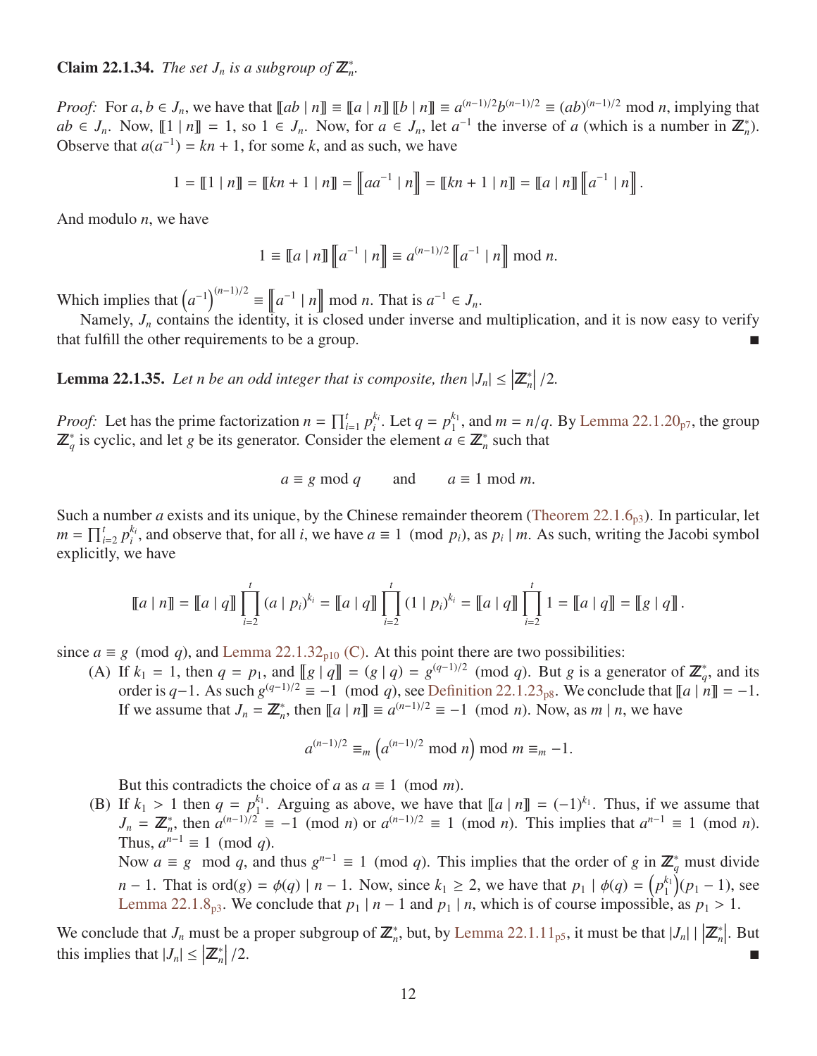**Claim 22.1.34.** *The set $J_n$ is a subgroup of $\mathbb{Z}_n^*$.*

*Proof:* For $a, b \in J_n$, we have that $[\![ab \mid n]\!] \equiv [\![a \mid n]\!]\,[\![b \mid n]\!] \equiv a^{(n-1)/2} b^{(n-1)/2} \equiv (ab)^{(n-1)/2} \bmod n$, implying that $ab \in J_n$. Now, $[\![1 \mid n]\!] = 1$, so $1 \in J_n$. Now, for $a \in J_n$, let $a^{-1}$ the inverse of $a$ (which is a number in $\mathbb{Z}_n^*$). Observe that $a(a^{-1}) = kn + 1$, for some $k$, and as such, we have

$$1 = [\![1 \mid n]\!] = [\![kn + 1 \mid n]\!] = \left[\!\!\left[aa^{-1} \mid n\right]\!\!\right] = [\![kn + 1 \mid n]\!] = [\![a \mid n]\!]\left[\!\!\left[a^{-1} \mid n\right]\!\!\right].$$

And modulo $n$, we have

$$1 \equiv [\![a \mid n]\!]\left[\!\!\left[a^{-1} \mid n\right]\!\!\right] \equiv a^{(n-1)/2}\left[\!\!\left[a^{-1} \mid n\right]\!\!\right] \bmod n.$$

Which implies that $\left(a^{-1}\right)^{(n-1)/2} \equiv \left[\!\!\left[a^{-1} \mid n\right]\!\!\right] \bmod n$. That is $a^{-1} \in J_n$.

Namely, $J_n$ contains the identity, it is closed under inverse and multiplication, and it is now easy to verify that fulfill the other requirements to be a group. ■

**Lemma 22.1.35.** *Let $n$ be an odd integer that is composite, then $|J_n| \leq \left|\mathbb{Z}_n^*\right|/2$.*

*Proof:* Let has the prime factorization $n = \prod_{i=1}^{t} p_i^{k_i}$. Let $q = p_1^{k_1}$, and $m = n/q$. By Lemma 22.1.20p7, the group $\mathbb{Z}_q^*$ is cyclic, and let $g$ be its generator. Consider the element $a \in \mathbb{Z}_n^*$ such that

$$a \equiv g \bmod q \qquad \text{and} \qquad a \equiv 1 \bmod m.$$

Such a number $a$ exists and its unique, by the Chinese remainder theorem (Theorem 22.1.6p3). In particular, let $m = \prod_{i=2}^{t} p_i^{k_i}$, and observe that, for all $i$, we have $a \equiv 1 \pmod{p_i}$, as $p_i \mid m$. As such, writing the Jacobi symbol explicitly, we have

$$[\![a \mid n]\!] = [\![a \mid q]\!]\prod_{i=2}^{t}(a \mid p_i)^{k_i} = [\![a \mid q]\!]\prod_{i=2}^{t}(1 \mid p_i)^{k_i} = [\![a \mid q]\!]\prod_{i=2}^{t}1 = [\![a \mid q]\!] = [\![g \mid q]\!].$$

since $a \equiv g \pmod{q}$, and Lemma 22.1.32p10 (C). At this point there are two possibilities:

(A) If $k_1 = 1$, then $q = p_1$, and $[\![g \mid q]\!] = (g \mid q) = g^{(q-1)/2} \pmod{q}$. But $g$ is a generator of $\mathbb{Z}_q^*$, and its order is $q-1$. As such $g^{(q-1)/2} \equiv -1 \pmod{q}$, see Definition 22.1.23p8. We conclude that $[\![a \mid n]\!] = -1$. If we assume that $J_n = \mathbb{Z}_n^*$, then $[\![a \mid n]\!] \equiv a^{(n-1)/2} \equiv -1 \pmod{n}$. Now, as $m \mid n$, we have

$$a^{(n-1)/2} \equiv_m \left(a^{(n-1)/2} \bmod n\right) \bmod m \equiv_m -1.$$

But this contradicts the choice of $a$ as $a \equiv 1 \pmod{m}$.

(B) If $k_1 > 1$ then $q = p_1^{k_1}$. Arguing as above, we have that $[\![a \mid n]\!] = (-1)^{k_1}$. Thus, if we assume that $J_n = \mathbb{Z}_n^*$, then $a^{(n-1)/2} \equiv -1 \pmod{n}$ or $a^{(n-1)/2} \equiv 1 \pmod{n}$. This implies that $a^{n-1} \equiv 1 \pmod{n}$. Thus, $a^{n-1} \equiv 1 \pmod{q}$.

Now $a \equiv g \bmod q$, and thus $g^{n-1} \equiv 1 \pmod{q}$. This implies that the order of $g$ in $\mathbb{Z}_q^*$ must divide $n-1$. That is $\operatorname{ord}(g) = \phi(q) \mid n-1$. Now, since $k_1 \geq 2$, we have that $p_1 \mid \phi(q) = \left(p_1^{k_1}\right)(p_1 - 1)$, see Lemma 22.1.8p3. We conclude that $p_1 \mid n-1$ and $p_1 \mid n$, which is of course impossible, as $p_1 > 1$.

We conclude that $J_n$ must be a proper subgroup of $\mathbb{Z}_n^*$, but, by Lemma 22.1.11p5, it must be that $|J_n| \mid \left|\mathbb{Z}_n^*\right|$. But this implies that $|J_n| \leq \left|\mathbb{Z}_n^*\right|/2$. ■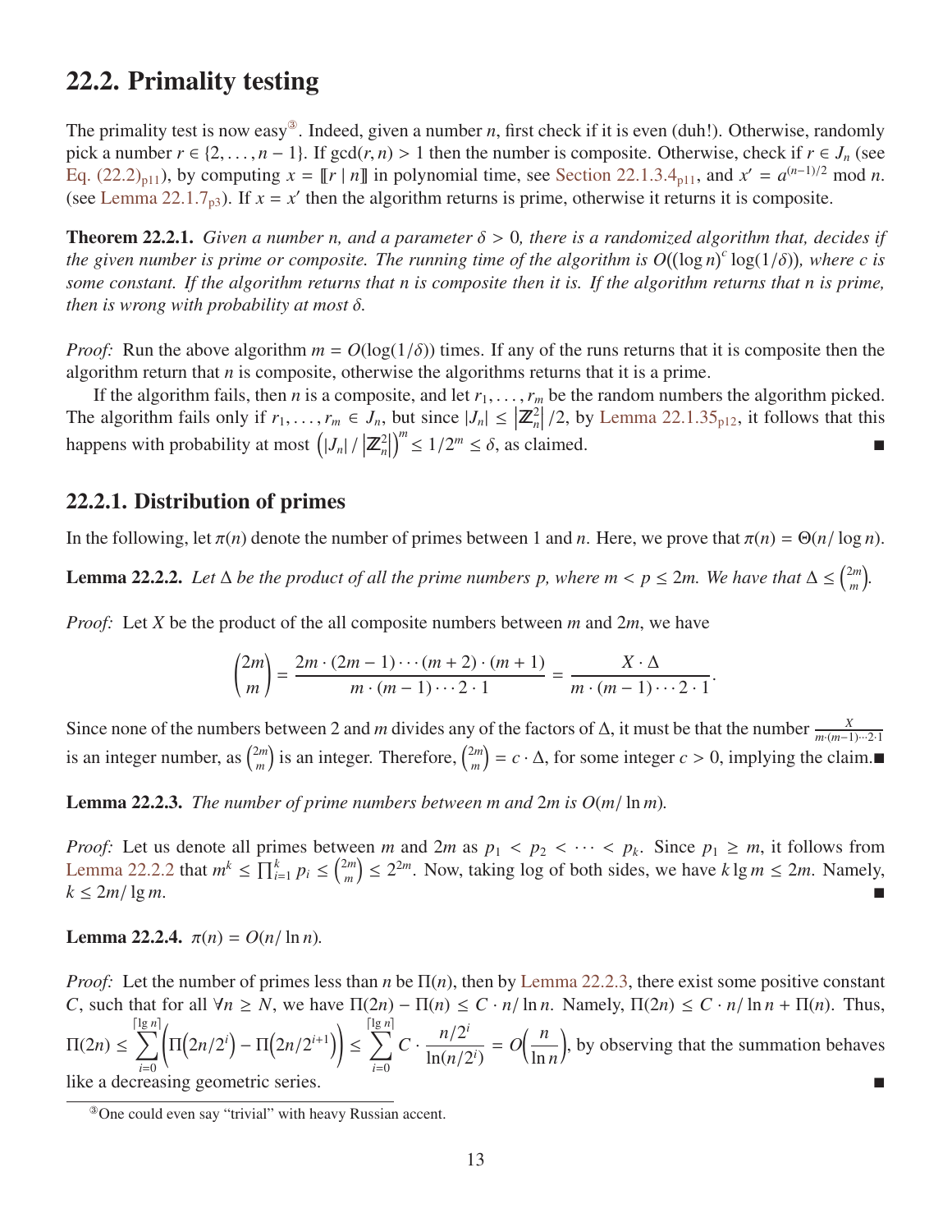## 22.2. Primality testing

The primality test is now easy[③]. Indeed, given a number $n$, first check if it is even (duh!). Otherwise, randomly pick a number $r \in \{2, \ldots, n-1\}$. If $\gcd(r, n) > 1$ then the number is composite. Otherwise, check if $r \in J_n$ (see Eq. (22.2)p11), by computing $x = [\![r \mid n]\!]$ in polynomial time, see Section 22.1.3.4p11, and $x' = a^{(n-1)/2} \bmod n$. (see Lemma 22.1.7p3). If $x = x'$ then the algorithm returns is prime, otherwise it returns it is composite.

**Theorem 22.2.1.** *Given a number n, and a parameter $\delta > 0$, there is a randomized algorithm that, decides if the given number is prime or composite. The running time of the algorithm is $O((\log n)^c \log(1/\delta))$, where c is some constant. If the algorithm returns that n is composite then it is. If the algorithm returns that n is prime, then is wrong with probability at most $\delta$.*

*Proof:* Run the above algorithm $m = O(\log(1/\delta))$ times. If any of the runs returns that it is composite then the algorithm return that $n$ is composite, otherwise the algorithms returns that it is a prime.

If the algorithm fails, then $n$ is a composite, and let $r_1, \ldots, r_m$ be the random numbers the algorithm picked. The algorithm fails only if $r_1, \ldots, r_m \in J_n$, but since $|J_n| \leq \left|\mathbb{Z}_n^2\right|/2$, by Lemma 22.1.35p12, it follows that this happens with probability at most $\left(|J_n| / \left|\mathbb{Z}_n^2\right|\right)^m \leq 1/2^m \leq \delta$, as claimed. ■

### 22.2.1. Distribution of primes

In the following, let $\pi(n)$ denote the number of primes between 1 and $n$. Here, we prove that $\pi(n) = \Theta(n/\log n)$.

**Lemma 22.2.2.** *Let $\Delta$ be the product of all the prime numbers p, where $m < p \leq 2m$. We have that $\Delta \leq \binom{2m}{m}$.*

*Proof:* Let $X$ be the product of the all composite numbers between $m$ and $2m$, we have

$$\binom{2m}{m} = \frac{2m \cdot (2m-1) \cdots (m+2) \cdot (m+1)}{m \cdot (m-1) \cdots 2 \cdot 1} = \frac{X \cdot \Delta}{m \cdot (m-1) \cdots 2 \cdot 1}.$$

Since none of the numbers between 2 and $m$ divides any of the factors of $\Delta$, it must be that the number $\frac{X}{m \cdot (m-1) \cdots 2 \cdot 1}$ is an integer number, as $\binom{2m}{m}$ is an integer. Therefore, $\binom{2m}{m} = c \cdot \Delta$, for some integer $c > 0$, implying the claim. ■

**Lemma 22.2.3.** *The number of prime numbers between m and 2m is $O(m/\ln m)$.*

*Proof:* Let us denote all primes between $m$ and $2m$ as $p_1 < p_2 < \cdots < p_k$. Since $p_1 \geq m$, it follows from Lemma 22.2.2 that $m^k \leq \prod_{i=1}^{k} p_i \leq \binom{2m}{m} \leq 2^{2m}$. Now, taking log of both sides, we have $k \lg m \leq 2m$. Namely, $k \leq 2m/\lg m$. ■

**Lemma 22.2.4.** $\pi(n) = O(n/\ln n)$.

*Proof:* Let the number of primes less than $n$ be $\Pi(n)$, then by Lemma 22.2.3, there exist some positive constant $C$, such that for all $\forall n \geq N$, we have $\Pi(2n) - \Pi(n) \leq C \cdot n/\ln n$. Namely, $\Pi(2n) \leq C \cdot n/\ln n + \Pi(n)$. Thus, $\Pi(2n) \leq \sum_{i=0}^{\lceil \lg n \rceil} \left(\Pi\left(2n/2^i\right) - \Pi\left(2n/2^{i+1}\right)\right) \leq \sum_{i=0}^{\lceil \lg n \rceil} C \cdot \frac{n/2^i}{\ln(n/2^i)} = O\left(\frac{n}{\ln n}\right)$, by observing that the summation behaves like a decreasing geometric series. ■

---

[③] One could even say "trivial" with heavy Russian accent.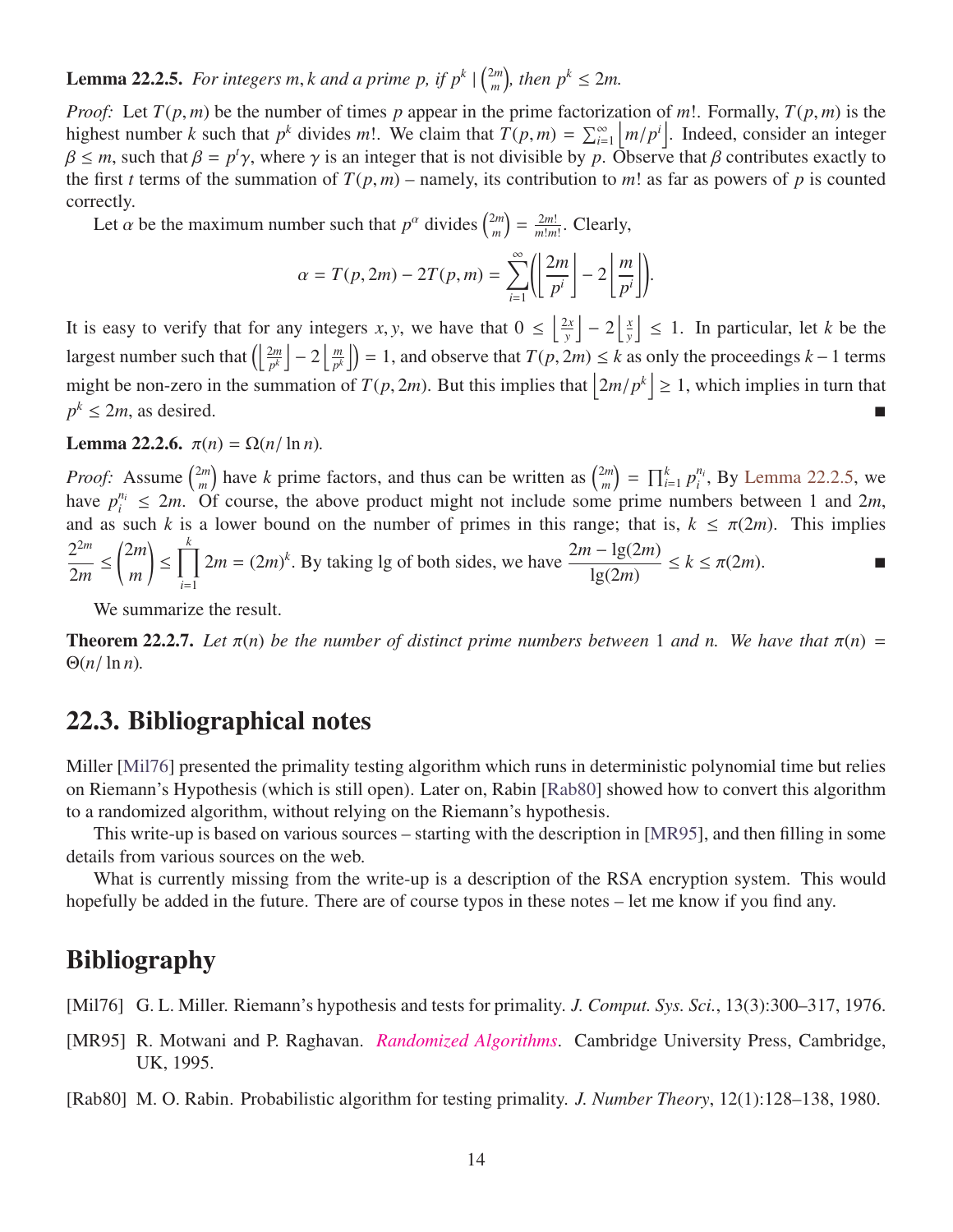**Lemma 22.2.5.** *For integers $m, k$ and a prime $p$, if $p^k \mid \binom{2m}{m}$, then $p^k \leq 2m$.*

*Proof:* Let $T(p, m)$ be the number of times $p$ appear in the prime factorization of $m!$. Formally, $T(p, m)$ is the highest number $k$ such that $p^k$ divides $m!$. We claim that $T(p, m) = \sum_{i=1}^{\infty} \lfloor m/p^i \rfloor$. Indeed, consider an integer $\beta \leq m$, such that $\beta = p^t \gamma$, where $\gamma$ is an integer that is not divisible by $p$. Observe that $\beta$ contributes exactly to the first $t$ terms of the summation of $T(p, m)$ – namely, its contribution to $m!$ as far as powers of $p$ is counted correctly.

Let $\alpha$ be the maximum number such that $p^\alpha$ divides $\binom{2m}{m} = \frac{2m!}{m!m!}$. Clearly,

$$\alpha = T(p, 2m) - 2T(p, m) = \sum_{i=1}^{\infty} \left( \left\lfloor \frac{2m}{p^i} \right\rfloor - 2 \left\lfloor \frac{m}{p^i} \right\rfloor \right).$$

It is easy to verify that for any integers $x, y$, we have that $0 \leq \left\lfloor \frac{2x}{y} \right\rfloor - 2 \left\lfloor \frac{x}{y} \right\rfloor \leq 1$. In particular, let $k$ be the largest number such that $\left( \left\lfloor \frac{2m}{p^k} \right\rfloor - 2 \left\lfloor \frac{m}{p^k} \right\rfloor \right) = 1$, and observe that $T(p, 2m) \leq k$ as only the proceedings $k - 1$ terms might be non-zero in the summation of $T(p, 2m)$. But this implies that $\lfloor 2m/p^k \rfloor \geq 1$, which implies in turn that $p^k \leq 2m$, as desired. ∎

**Lemma 22.2.6.** $\pi(n) = \Omega(n/\ln n)$.

*Proof:* Assume $\binom{2m}{m}$ have $k$ prime factors, and thus can be written as $\binom{2m}{m} = \prod_{i=1}^{k} p_i^{n_i}$, By Lemma 22.2.5, we have $p_i^{n_i} \leq 2m$. Of course, the above product might not include some prime numbers between 1 and $2m$, and as such $k$ is a lower bound on the number of primes in this range; that is, $k \leq \pi(2m)$. This implies $\frac{2^{2m}}{2m} \leq \binom{2m}{m} \leq \prod_{i=1}^{k} 2m = (2m)^k$. By taking lg of both sides, we have $\frac{2m - \lg(2m)}{\lg(2m)} \leq k \leq \pi(2m)$. ∎

We summarize the result.

**Theorem 22.2.7.** *Let $\pi(n)$ be the number of distinct prime numbers between 1 and $n$. We have that $\pi(n) = \Theta(n/\ln n)$.*

## 22.3. Bibliographical notes

Miller [Mil76] presented the primality testing algorithm which runs in deterministic polynomial time but relies on Riemann's Hypothesis (which is still open). Later on, Rabin [Rab80] showed how to convert this algorithm to a randomized algorithm, without relying on the Riemann's hypothesis.

This write-up is based on various sources – starting with the description in [MR95], and then filling in some details from various sources on the web.

What is currently missing from the write-up is a description of the RSA encryption system. This would hopefully be added in the future. There are of course typos in these notes – let me know if you find any.

## Bibliography

[Mil76] G. L. Miller. Riemann's hypothesis and tests for primality. *J. Comput. Sys. Sci.*, 13(3):300–317, 1976.

[MR95] R. Motwani and P. Raghavan. *Randomized Algorithms*. Cambridge University Press, Cambridge, UK, 1995.

[Rab80] M. O. Rabin. Probabilistic algorithm for testing primality. *J. Number Theory*, 12(1):128–138, 1980.